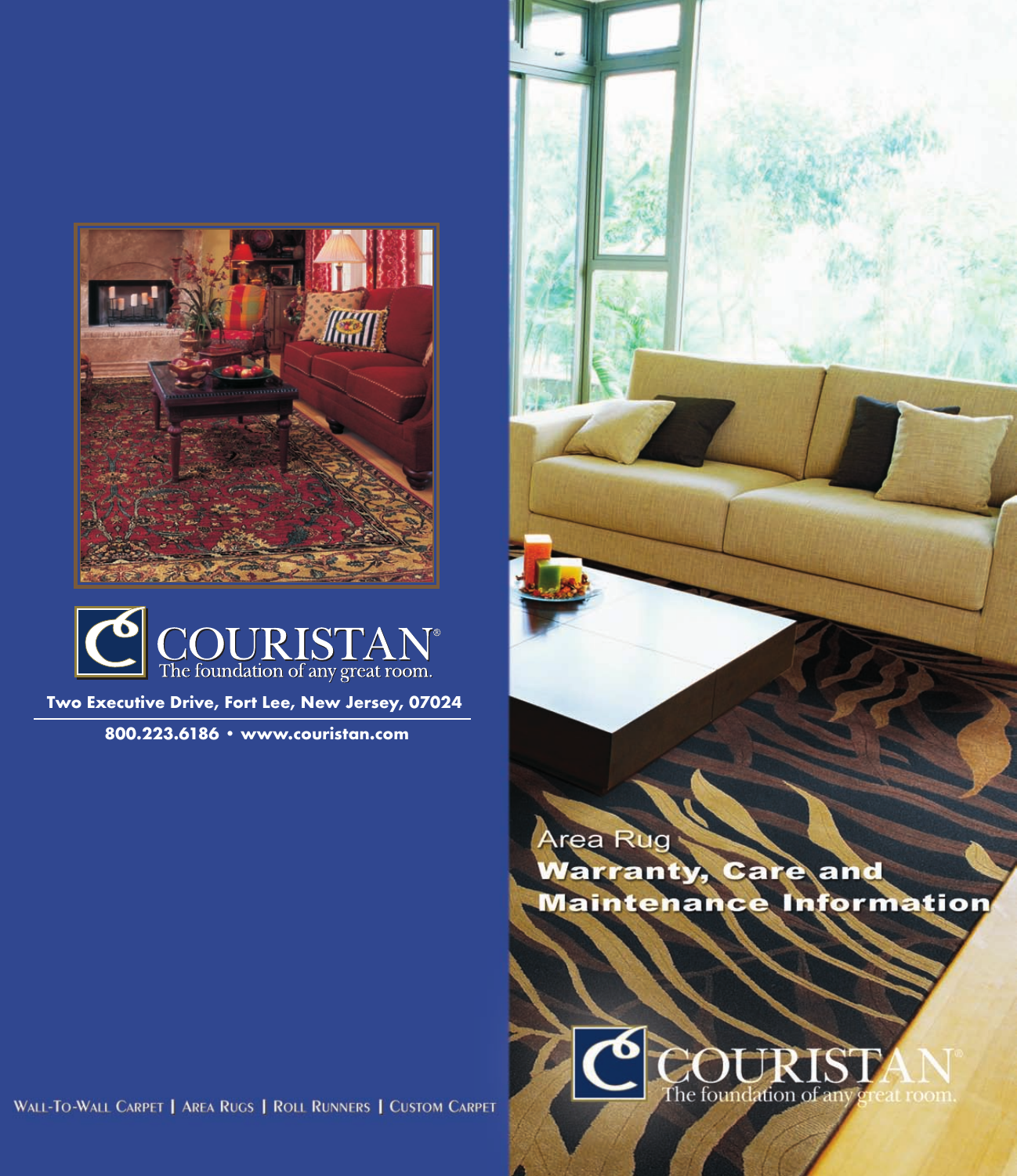COURISTAN®
The foundation of any great room.

**Two Executive Drive, Fort Lee, New Jersey, 07024**

**800.223.6186 • www.couristan.com**

WALL-TO-WALL CARPET | AREA RUGS | ROLL RUNNERS | CUSTOM CARPET

Area Rug
# Warranty, Care and Maintenance Information

COURISTAN®
The foundation of any great room.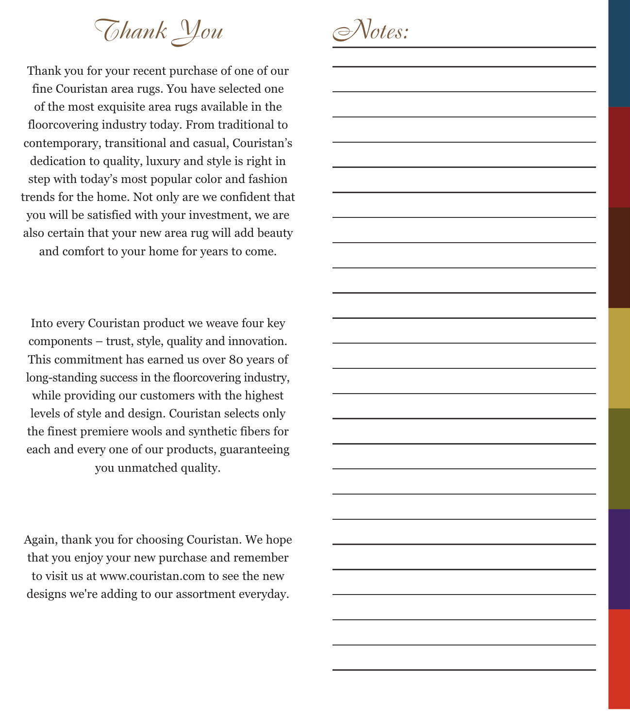# Thank You

Thank you for your recent purchase of one of our fine Couristan area rugs. You have selected one of the most exquisite area rugs available in the floorcovering industry today. From traditional to contemporary, transitional and casual, Couristan's dedication to quality, luxury and style is right in step with today's most popular color and fashion trends for the home. Not only are we confident that you will be satisfied with your investment, we are also certain that your new area rug will add beauty and comfort to your home for years to come.

Into every Couristan product we weave four key components – trust, style, quality and innovation. This commitment has earned us over 80 years of long-standing success in the floorcovering industry, while providing our customers with the highest levels of style and design. Couristan selects only the finest premiere wools and synthetic fibers for each and every one of our products, guaranteeing you unmatched quality.

Again, thank you for choosing Couristan. We hope that you enjoy your new purchase and remember to visit us at www.couristan.com to see the new designs we're adding to our assortment everyday.

# Notes: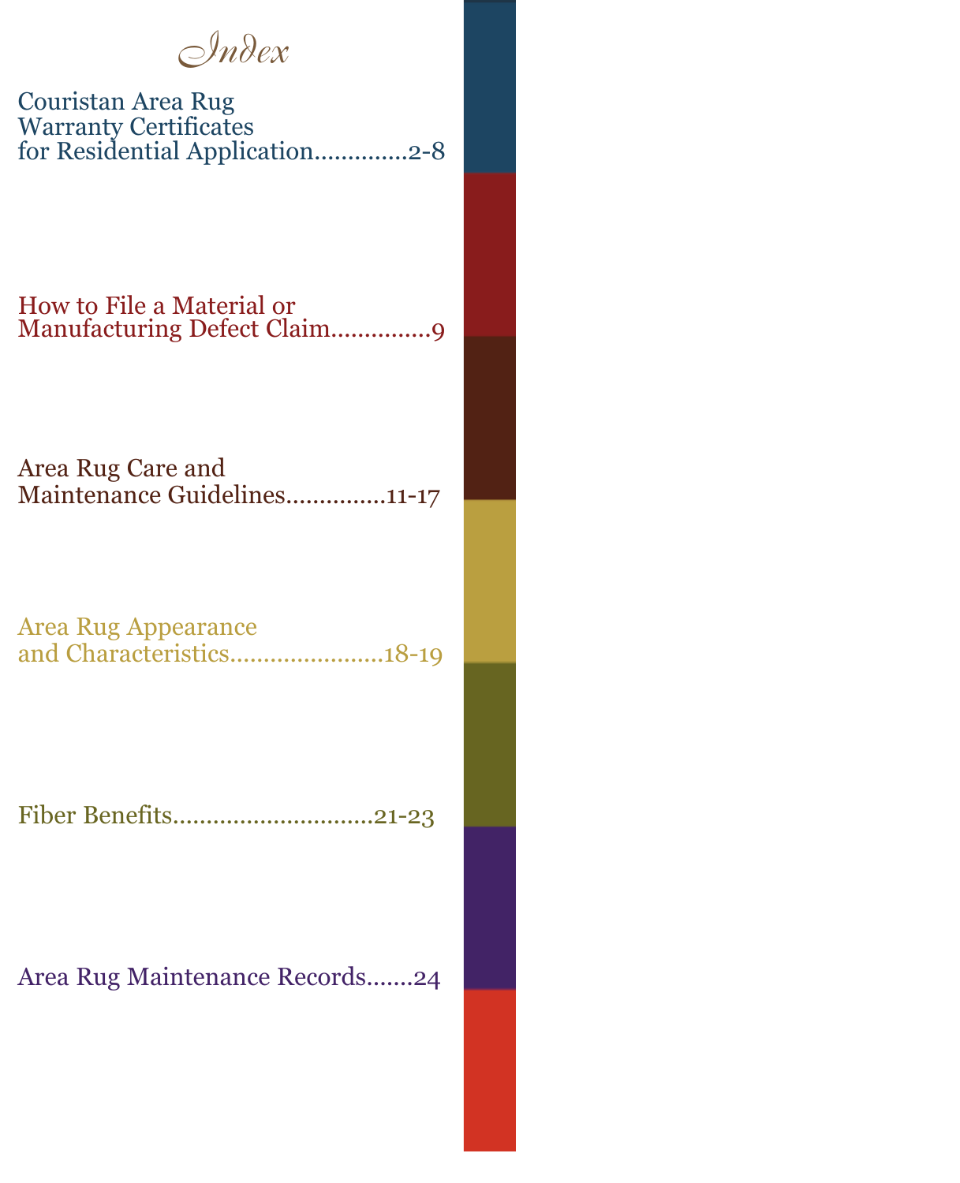# Index

Couristan Area Rug Warranty Certificates for Residential Application.............2-8

How to File a Material or Manufacturing Defect Claim..............9

Area Rug Care and Maintenance Guidelines..............11-17

Area Rug Appearance and Characteristics......................18-19

Fiber Benefits............................21-23

Area Rug Maintenance Records.......24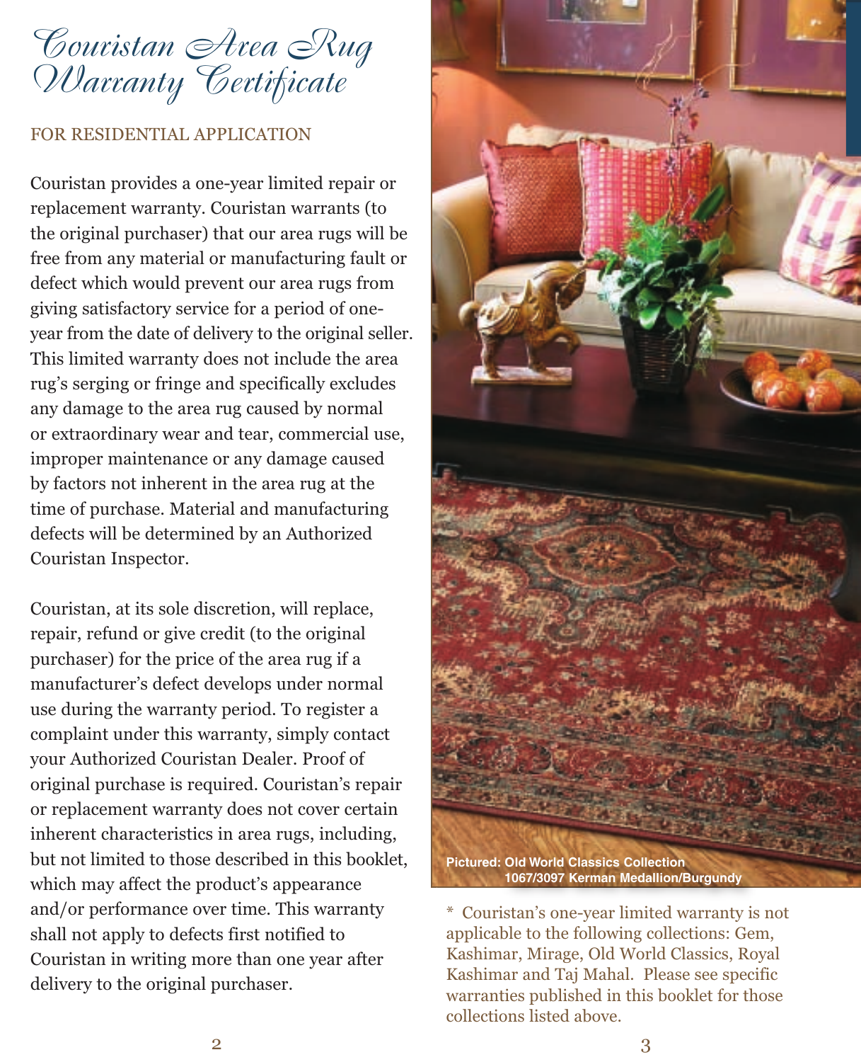# Couristan Area Rug Warranty Certificate

FOR RESIDENTIAL APPLICATION

Couristan provides a one-year limited repair or replacement warranty. Couristan warrants (to the original purchaser) that our area rugs will be free from any material or manufacturing fault or defect which would prevent our area rugs from giving satisfactory service for a period of one-year from the date of delivery to the original seller. This limited warranty does not include the area rug's serging or fringe and specifically excludes any damage to the area rug caused by normal or extraordinary wear and tear, commercial use, improper maintenance or any damage caused by factors not inherent in the area rug at the time of purchase. Material and manufacturing defects will be determined by an Authorized Couristan Inspector.

Couristan, at its sole discretion, will replace, repair, refund or give credit (to the original purchaser) for the price of the area rug if a manufacturer's defect develops under normal use during the warranty period. To register a complaint under this warranty, simply contact your Authorized Couristan Dealer. Proof of original purchase is required. Couristan's repair or replacement warranty does not cover certain inherent characteristics in area rugs, including, but not limited to those described in this booklet, which may affect the product's appearance and/or performance over time. This warranty shall not apply to defects first notified to Couristan in writing more than one year after delivery to the original purchaser.

**Pictured: Old World Classics Collection 1067/3097 Kerman Medallion/Burgundy**

* Couristan's one-year limited warranty is not applicable to the following collections: Gem, Kashimar, Mirage, Old World Classics, Royal Kashimar and Taj Mahal. Please see specific warranties published in this booklet for those collections listed above.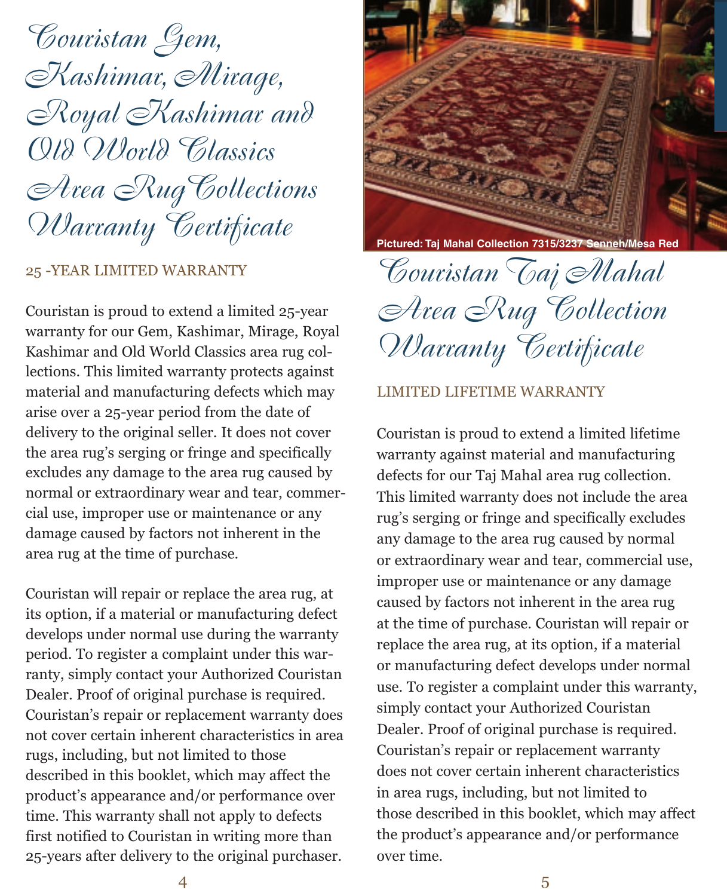# Couristan Gem, Kashimar, Mirage, Royal Kashimar and Old World Classics Area Rug Collections Warranty Certificate

25 -YEAR LIMITED WARRANTY

Couristan is proud to extend a limited 25-year warranty for our Gem, Kashimar, Mirage, Royal Kashimar and Old World Classics area rug collections. This limited warranty protects against material and manufacturing defects which may arise over a 25-year period from the date of delivery to the original seller. It does not cover the area rug's serging or fringe and specifically excludes any damage to the area rug caused by normal or extraordinary wear and tear, commercial use, improper use or maintenance or any damage caused by factors not inherent in the area rug at the time of purchase.

Couristan will repair or replace the area rug, at its option, if a material or manufacturing defect develops under normal use during the warranty period. To register a complaint under this warranty, simply contact your Authorized Couristan Dealer. Proof of original purchase is required. Couristan's repair or replacement warranty does not cover certain inherent characteristics in area rugs, including, but not limited to those described in this booklet, which may affect the product's appearance and/or performance over time. This warranty shall not apply to defects first notified to Couristan in writing more than 25-years after delivery to the original purchaser.

**Pictured: Taj Mahal Collection 7315/3237 Senneh/Mesa Red**

# Couristan Taj Mahal Area Rug Collection Warranty Certificate

LIMITED LIFETIME WARRANTY

Couristan is proud to extend a limited lifetime warranty against material and manufacturing defects for our Taj Mahal area rug collection. This limited warranty does not include the area rug's serging or fringe and specifically excludes any damage to the area rug caused by normal or extraordinary wear and tear, commercial use, improper use or maintenance or any damage caused by factors not inherent in the area rug at the time of purchase. Couristan will repair or replace the area rug, at its option, if a material or manufacturing defect develops under normal use. To register a complaint under this warranty, simply contact your Authorized Couristan Dealer. Proof of original purchase is required. Couristan's repair or replacement warranty does not cover certain inherent characteristics in area rugs, including, but not limited to those described in this booklet, which may affect the product's appearance and/or performance over time.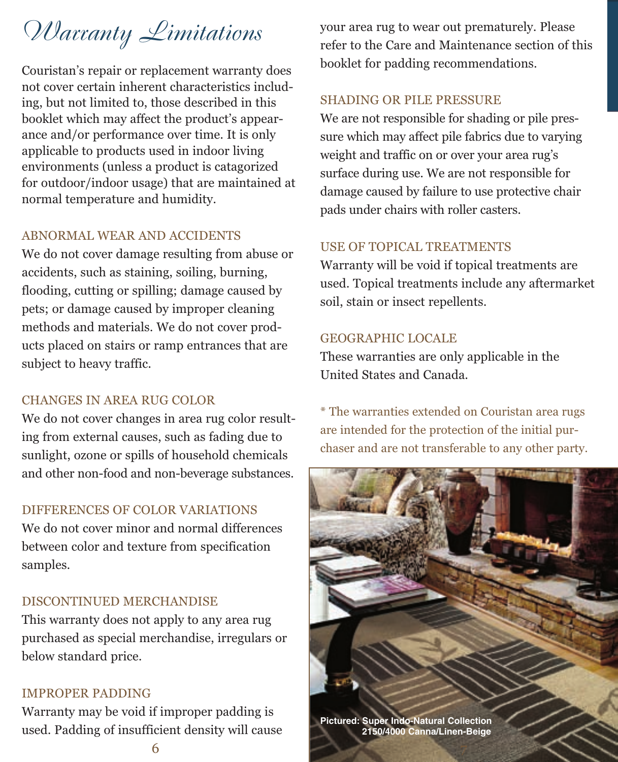# Warranty Limitations

Couristan's repair or replacement warranty does not cover certain inherent characteristics including, but not limited to, those described in this booklet which may affect the product's appearance and/or performance over time. It is only applicable to products used in indoor living environments (unless a product is catagorized for outdoor/indoor usage) that are maintained at normal temperature and humidity.

## ABNORMAL WEAR AND ACCIDENTS

We do not cover damage resulting from abuse or accidents, such as staining, soiling, burning, flooding, cutting or spilling; damage caused by pets; or damage caused by improper cleaning methods and materials. We do not cover products placed on stairs or ramp entrances that are subject to heavy traffic.

## CHANGES IN AREA RUG COLOR

We do not cover changes in area rug color resulting from external causes, such as fading due to sunlight, ozone or spills of household chemicals and other non-food and non-beverage substances.

## DIFFERENCES OF COLOR VARIATIONS

We do not cover minor and normal differences between color and texture from specification samples.

## DISCONTINUED MERCHANDISE

This warranty does not apply to any area rug purchased as special merchandise, irregulars or below standard price.

## IMPROPER PADDING

Warranty may be void if improper padding is used. Padding of insufficient density will cause your area rug to wear out prematurely. Please refer to the Care and Maintenance section of this booklet for padding recommendations.

## SHADING OR PILE PRESSURE

We are not responsible for shading or pile pressure which may affect pile fabrics due to varying weight and traffic on or over your area rug's surface during use. We are not responsible for damage caused by failure to use protective chair pads under chairs with roller casters.

## USE OF TOPICAL TREATMENTS

Warranty will be void if topical treatments are used. Topical treatments include any aftermarket soil, stain or insect repellents.

## GEOGRAPHIC LOCALE

These warranties are only applicable in the United States and Canada.

* The warranties extended on Couristan area rugs are intended for the protection of the initial purchaser and are not transferable to any other party.

**Pictured: Super Indo-Natural Collection 2150/4000 Canna/Linen-Beige**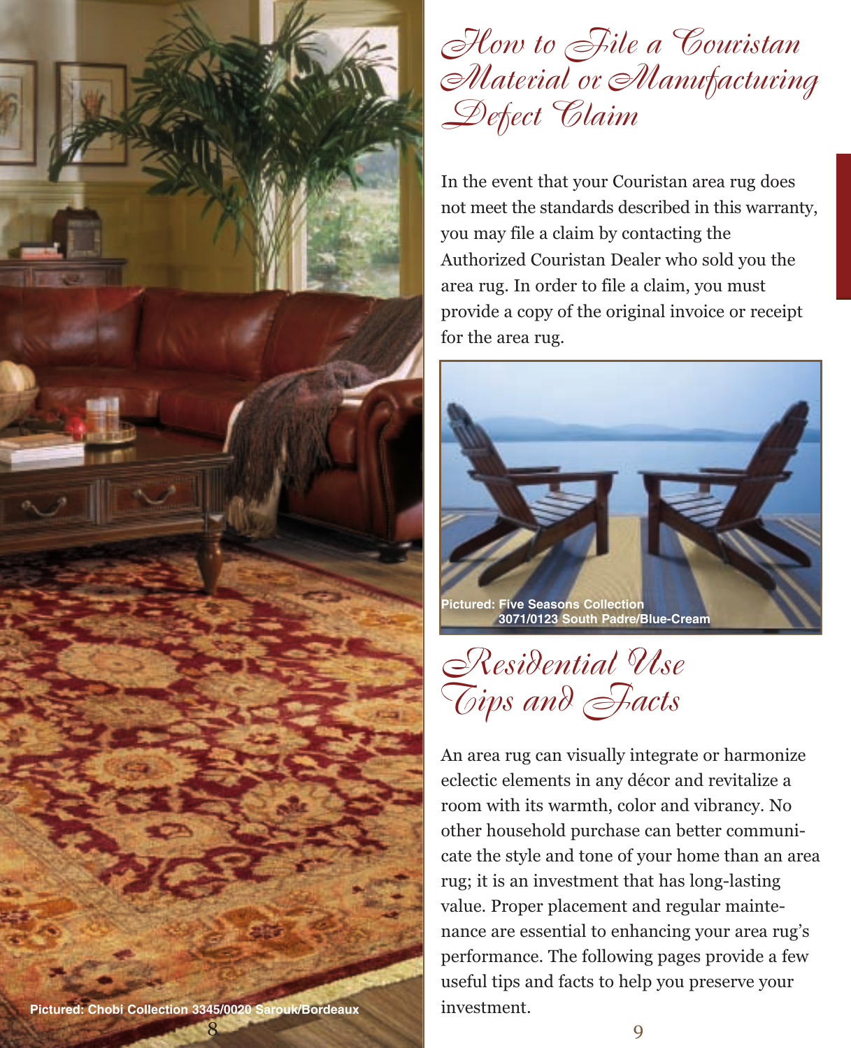## How to File a Couristan Material or Manufacturing Defect Claim

In the event that your Couristan area rug does not meet the standards described in this warranty, you may file a claim by contacting the Authorized Couristan Dealer who sold you the area rug. In order to file a claim, you must provide a copy of the original invoice or receipt for the area rug.

**Pictured: Five Seasons Collection 3071/0123 South Padre/Blue-Cream**

## Residential Use Tips and Facts

An area rug can visually integrate or harmonize eclectic elements in any décor and revitalize a room with its warmth, color and vibrancy. No other household purchase can better communicate the style and tone of your home than an area rug; it is an investment that has long-lasting value. Proper placement and regular maintenance are essential to enhancing your area rug's performance. The following pages provide a few useful tips and facts to help you preserve your investment.

**Pictured: Chobi Collection 3345/0020 Sarouk/Bordeaux**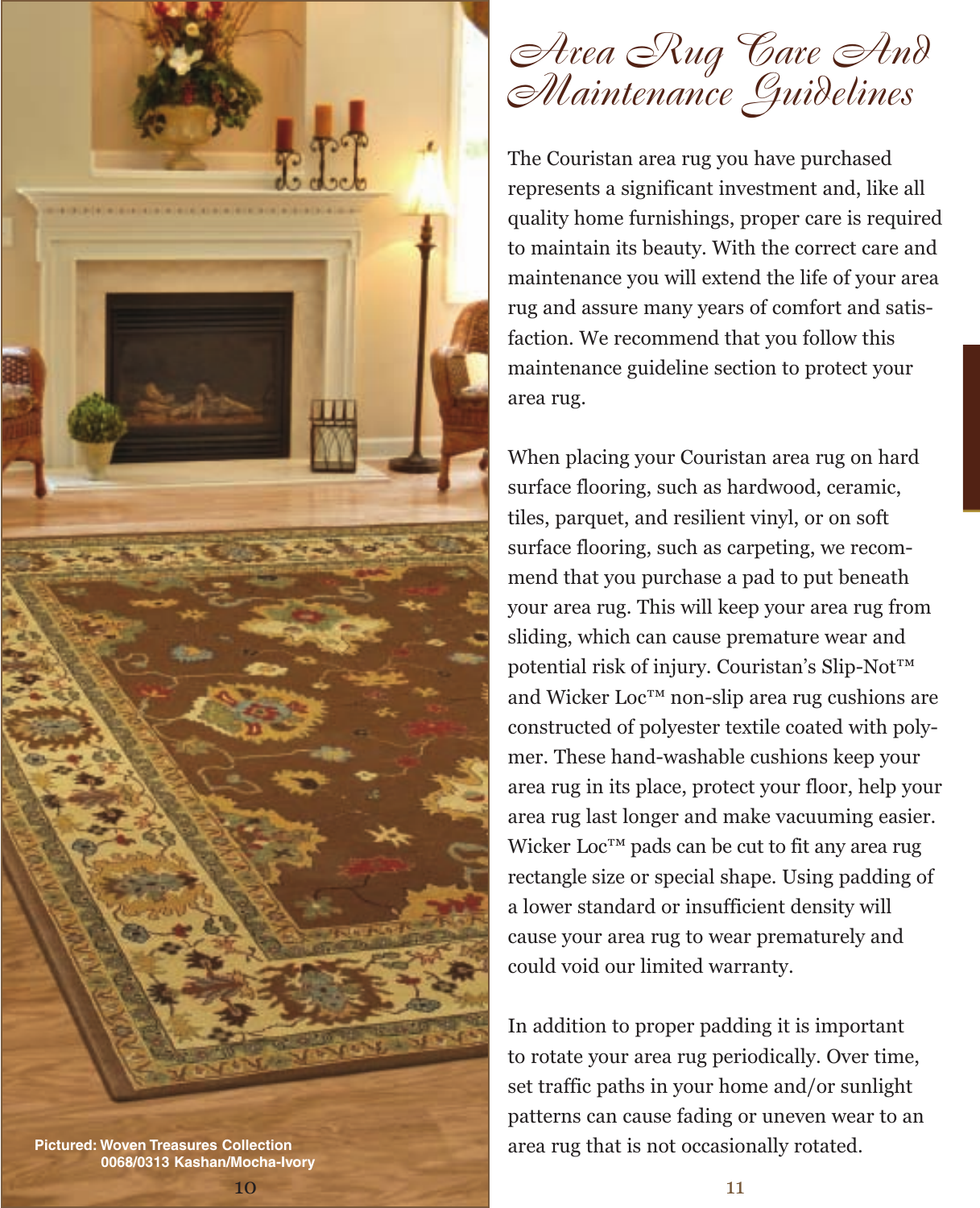# Area Rug Care And Maintenance Guidelines

The Couristan area rug you have purchased represents a significant investment and, like all quality home furnishings, proper care is required to maintain its beauty. With the correct care and maintenance you will extend the life of your area rug and assure many years of comfort and satisfaction. We recommend that you follow this maintenance guideline section to protect your area rug.

When placing your Couristan area rug on hard surface flooring, such as hardwood, ceramic, tiles, parquet, and resilient vinyl, or on soft surface flooring, such as carpeting, we recommend that you purchase a pad to put beneath your area rug. This will keep your area rug from sliding, which can cause premature wear and potential risk of injury. Couristan's Slip-Not™ and Wicker Loc™ non-slip area rug cushions are constructed of polyester textile coated with polymer. These hand-washable cushions keep your area rug in its place, protect your floor, help your area rug last longer and make vacuuming easier. Wicker Loc™ pads can be cut to fit any area rug rectangle size or special shape. Using padding of a lower standard or insufficient density will cause your area rug to wear prematurely and could void our limited warranty.

In addition to proper padding it is important to rotate your area rug periodically. Over time, set traffic paths in your home and/or sunlight patterns can cause fading or uneven wear to an area rug that is not occasionally rotated.

**Pictured: Woven Treasures Collection 0068/0313 Kashan/Mocha-Ivory**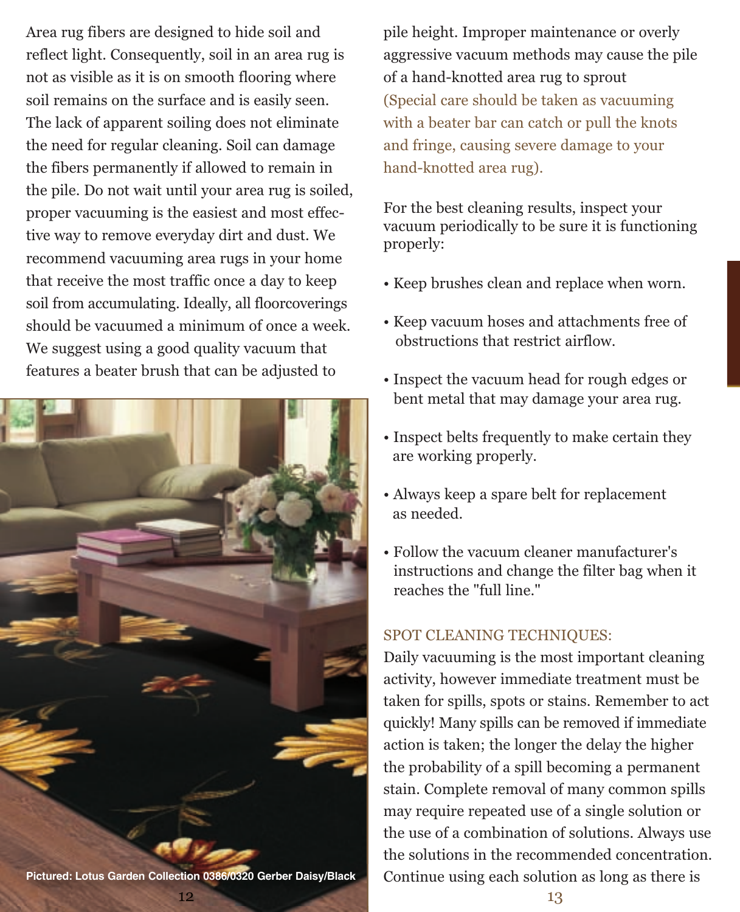Area rug fibers are designed to hide soil and reflect light. Consequently, soil in an area rug is not as visible as it is on smooth flooring where soil remains on the surface and is easily seen. The lack of apparent soiling does not eliminate the need for regular cleaning. Soil can damage the fibers permanently if allowed to remain in the pile. Do not wait until your area rug is soiled, proper vacuuming is the easiest and most effective way to remove everyday dirt and dust. We recommend vacuuming area rugs in your home that receive the most traffic once a day to keep soil from accumulating. Ideally, all floorcoverings should be vacuumed a minimum of once a week. We suggest using a good quality vacuum that features a beater brush that can be adjusted to pile height. Improper maintenance or overly aggressive vacuum methods may cause the pile of a hand-knotted area rug to sprout (Special care should be taken as vacuuming with a beater bar can catch or pull the knots and fringe, causing severe damage to your hand-knotted area rug).

Pictured: Lotus Garden Collection 0386/0320 Gerber Daisy/Black

For the best cleaning results, inspect your vacuum periodically to be sure it is functioning properly:

- Keep brushes clean and replace when worn.
- Keep vacuum hoses and attachments free of obstructions that restrict airflow.
- Inspect the vacuum head for rough edges or bent metal that may damage your area rug.
- Inspect belts frequently to make certain they are working properly.
- Always keep a spare belt for replacement as needed.
- Follow the vacuum cleaner manufacturer's instructions and change the filter bag when it reaches the "full line."

## SPOT CLEANING TECHNIQUES:

Daily vacuuming is the most important cleaning activity, however immediate treatment must be taken for spills, spots or stains. Remember to act quickly! Many spills can be removed if immediate action is taken; the longer the delay the higher the probability of a spill becoming a permanent stain. Complete removal of many common spills may require repeated use of a single solution or the use of a combination of solutions. Always use the solutions in the recommended concentration. Continue using each solution as long as there is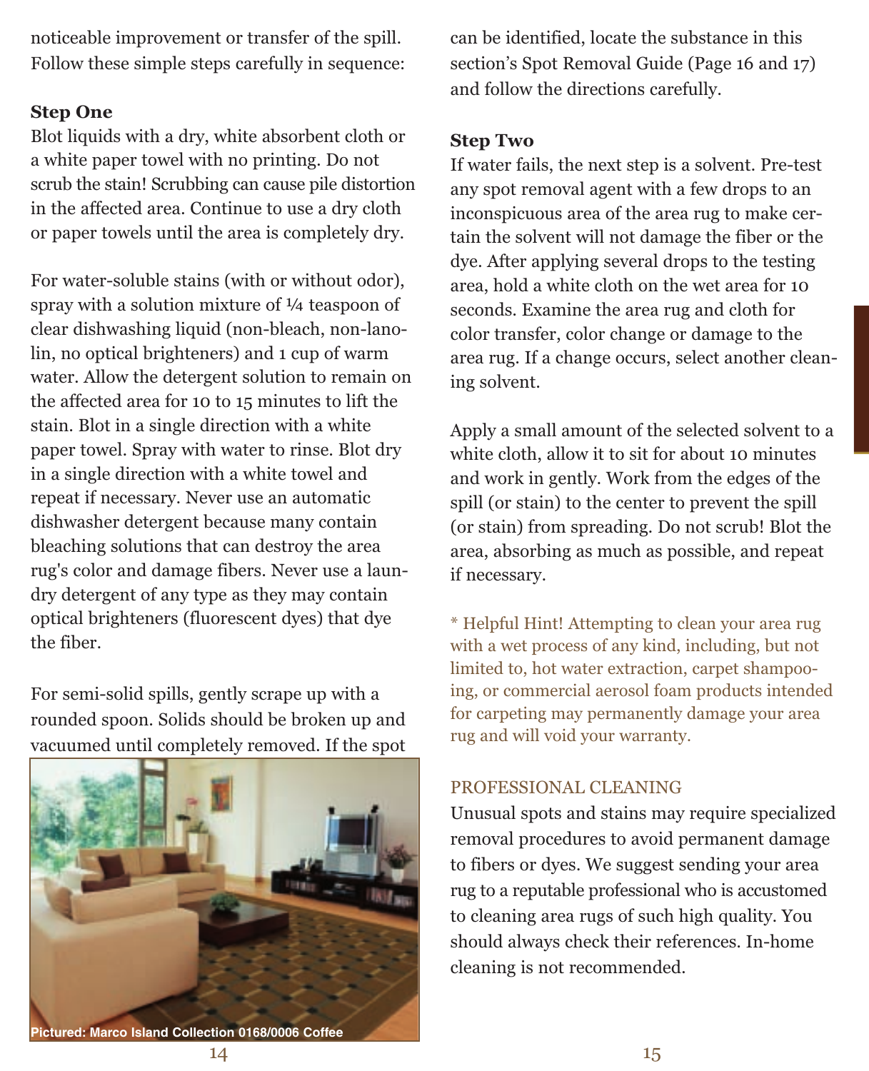noticeable improvement or transfer of the spill. Follow these simple steps carefully in sequence:

**Step One**

Blot liquids with a dry, white absorbent cloth or a white paper towel with no printing. Do not scrub the stain! Scrubbing can cause pile distortion in the affected area. Continue to use a dry cloth or paper towels until the area is completely dry.

For water-soluble stains (with or without odor), spray with a solution mixture of ¼ teaspoon of clear dishwashing liquid (non-bleach, non-lanolin, no optical brighteners) and 1 cup of warm water. Allow the detergent solution to remain on the affected area for 10 to 15 minutes to lift the stain. Blot in a single direction with a white paper towel. Spray with water to rinse. Blot dry in a single direction with a white towel and repeat if necessary. Never use an automatic dishwasher detergent because many contain bleaching solutions that can destroy the area rug's color and damage fibers. Never use a laundry detergent of any type as they may contain optical brighteners (fluorescent dyes) that dye the fiber.

For semi-solid spills, gently scrape up with a rounded spoon. Solids should be broken up and vacuumed until completely removed. If the spot can be identified, locate the substance in this section's Spot Removal Guide (Page 16 and 17) and follow the directions carefully.

Pictured: Marco Island Collection 0168/0006 Coffee

**Step Two**

If water fails, the next step is a solvent. Pre-test any spot removal agent with a few drops to an inconspicuous area of the area rug to make certain the solvent will not damage the fiber or the dye. After applying several drops to the testing area, hold a white cloth on the wet area for 10 seconds. Examine the area rug and cloth for color transfer, color change or damage to the area rug. If a change occurs, select another cleaning solvent.

Apply a small amount of the selected solvent to a white cloth, allow it to sit for about 10 minutes and work in gently. Work from the edges of the spill (or stain) to the center to prevent the spill (or stain) from spreading. Do not scrub! Blot the area, absorbing as much as possible, and repeat if necessary.

* Helpful Hint! Attempting to clean your area rug with a wet process of any kind, including, but not limited to, hot water extraction, carpet shampooing, or commercial aerosol foam products intended for carpeting may permanently damage your area rug and will void your warranty.

## PROFESSIONAL CLEANING

Unusual spots and stains may require specialized removal procedures to avoid permanent damage to fibers or dyes. We suggest sending your area rug to a reputable professional who is accustomed to cleaning area rugs of such high quality. You should always check their references. In-home cleaning is not recommended.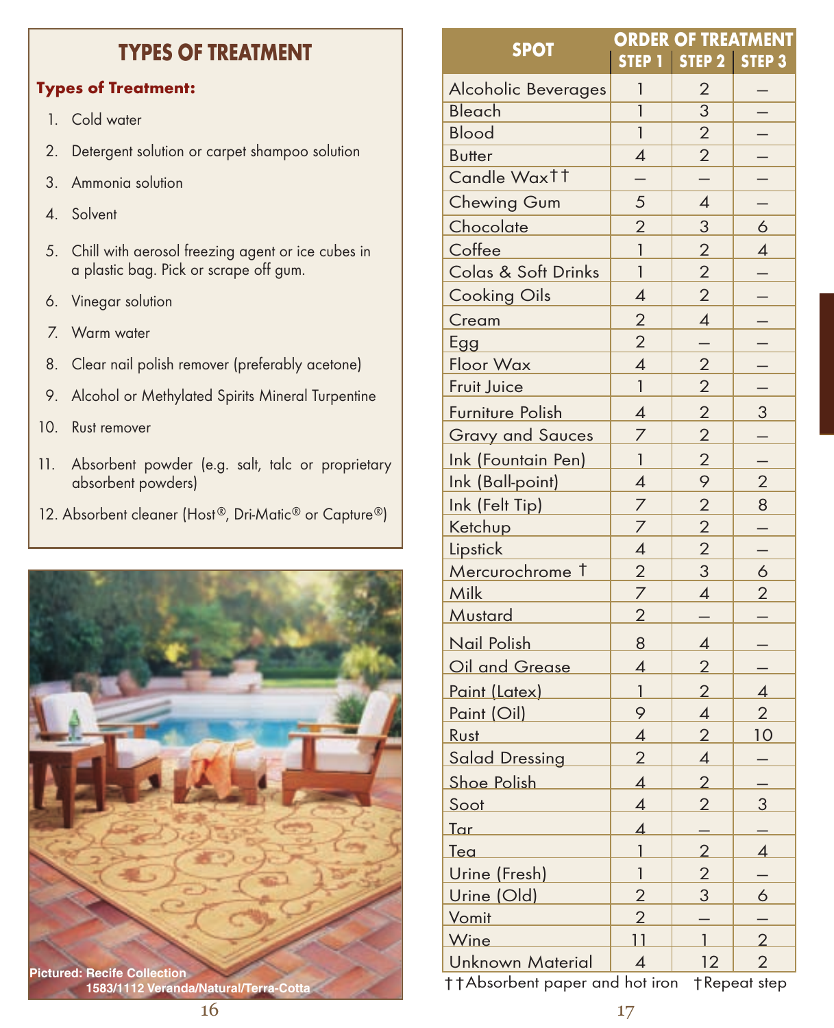## TYPES OF TREATMENT

**Types of Treatment:**

1. Cold water
2. Detergent solution or carpet shampoo solution
3. Ammonia solution
4. Solvent
5. Chill with aerosol freezing agent or ice cubes in a plastic bag. Pick or scrape off gum.
6. Vinegar solution
7. Warm water
8. Clear nail polish remover (preferably acetone)
9. Alcohol or Methylated Spirits Mineral Turpentine
10. Rust remover
11. Absorbent powder (e.g. salt, talc or proprietary absorbent powders)
12. Absorbent cleaner (Host®, Dri-Matic® or Capture®)

Pictured: Recife Collection
1583/1112 Veranda/Natural/Terra-Cotta

| SPOT | ORDER OF TREATMENT | | |
|---|---|---|---|
| | STEP 1 | STEP 2 | STEP 3 |
| Alcoholic Beverages | 1 | 2 | – |
| Bleach | 1 | 3 | – |
| Blood | 1 | 2 | – |
| Butter | 4 | 2 | – |
| Candle Wax†† | – | – | – |
| Chewing Gum | 5 | 4 | – |
| Chocolate | 2 | 3 | 6 |
| Coffee | 1 | 2 | 4 |
| Colas & Soft Drinks | 1 | 2 | – |
| Cooking Oils | 4 | 2 | – |
| Cream | 2 | 4 | – |
| Egg | 2 | – | – |
| Floor Wax | 4 | 2 | – |
| Fruit Juice | 1 | 2 | – |
| Furniture Polish | 4 | 2 | 3 |
| Gravy and Sauces | 7 | 2 | – |
| Ink (Fountain Pen) | 1 | 2 | – |
| Ink (Ball-point) | 4 | 9 | 2 |
| Ink (Felt Tip) | 7 | 2 | 8 |
| Ketchup | 7 | 2 | – |
| Lipstick | 4 | 2 | – |
| Mercurochrome † | 2 | 3 | 6 |
| Milk | 7 | 4 | 2 |
| Mustard | 2 | – | – |
| Nail Polish | 8 | 4 | – |
| Oil and Grease | 4 | 2 | – |
| Paint (Latex) | 1 | 2 | 4 |
| Paint (Oil) | 9 | 4 | 2 |
| Rust | 4 | 2 | 10 |
| Salad Dressing | 2 | 4 | – |
| Shoe Polish | 4 | 2 | – |
| Soot | 4 | 2 | 3 |
| Tar | 4 | – | – |
| Tea | 1 | 2 | 4 |
| Urine (Fresh) | 1 | 2 | – |
| Urine (Old) | 2 | 3 | 6 |
| Vomit | 2 | – | – |
| Wine | 11 | 1 | 2 |
| Unknown Material | 4 | 12 | 2 |

††Absorbent paper and hot iron †Repeat step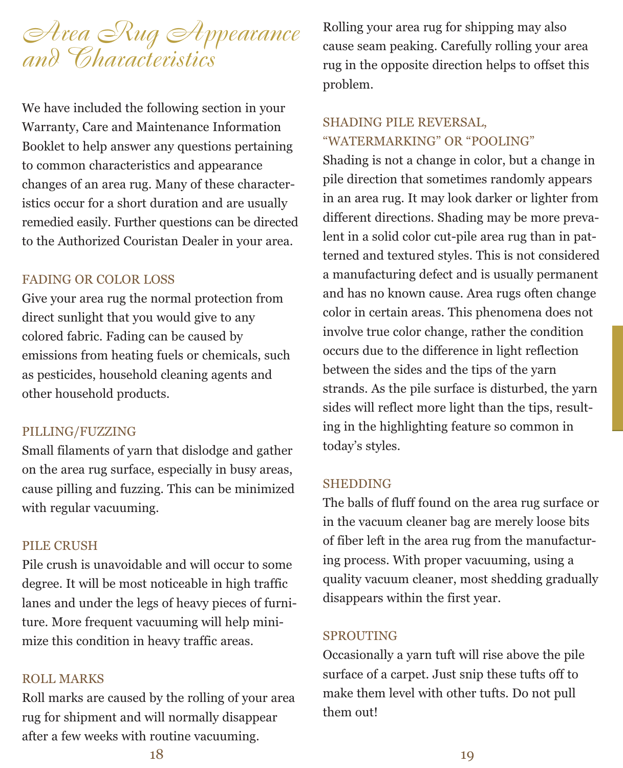# Area Rug Appearance and Characteristics

We have included the following section in your Warranty, Care and Maintenance Information Booklet to help answer any questions pertaining to common characteristics and appearance changes of an area rug. Many of these characteristics occur for a short duration and are usually remedied easily. Further questions can be directed to the Authorized Couristan Dealer in your area.

### FADING OR COLOR LOSS

Give your area rug the normal protection from direct sunlight that you would give to any colored fabric. Fading can be caused by emissions from heating fuels or chemicals, such as pesticides, household cleaning agents and other household products.

### PILLING/FUZZING

Small filaments of yarn that dislodge and gather on the area rug surface, especially in busy areas, cause pilling and fuzzing. This can be minimized with regular vacuuming.

### PILE CRUSH

Pile crush is unavoidable and will occur to some degree. It will be most noticeable in high traffic lanes and under the legs of heavy pieces of furniture. More frequent vacuuming will help minimize this condition in heavy traffic areas.

### ROLL MARKS

Roll marks are caused by the rolling of your area rug for shipment and will normally disappear after a few weeks with routine vacuuming.

Rolling your area rug for shipping may also cause seam peaking. Carefully rolling your area rug in the opposite direction helps to offset this problem.

### SHADING PILE REVERSAL, "WATERMARKING" OR "POOLING"

Shading is not a change in color, but a change in pile direction that sometimes randomly appears in an area rug. It may look darker or lighter from different directions. Shading may be more prevalent in a solid color cut-pile area rug than in patterned and textured styles. This is not considered a manufacturing defect and is usually permanent and has no known cause. Area rugs often change color in certain areas. This phenomena does not involve true color change, rather the condition occurs due to the difference in light reflection between the sides and the tips of the yarn strands. As the pile surface is disturbed, the yarn sides will reflect more light than the tips, resulting in the highlighting feature so common in today's styles.

### SHEDDING

The balls of fluff found on the area rug surface or in the vacuum cleaner bag are merely loose bits of fiber left in the area rug from the manufacturing process. With proper vacuuming, using a quality vacuum cleaner, most shedding gradually disappears within the first year.

### SPROUTING

Occasionally a yarn tuft will rise above the pile surface of a carpet. Just snip these tufts off to make them level with other tufts. Do not pull them out!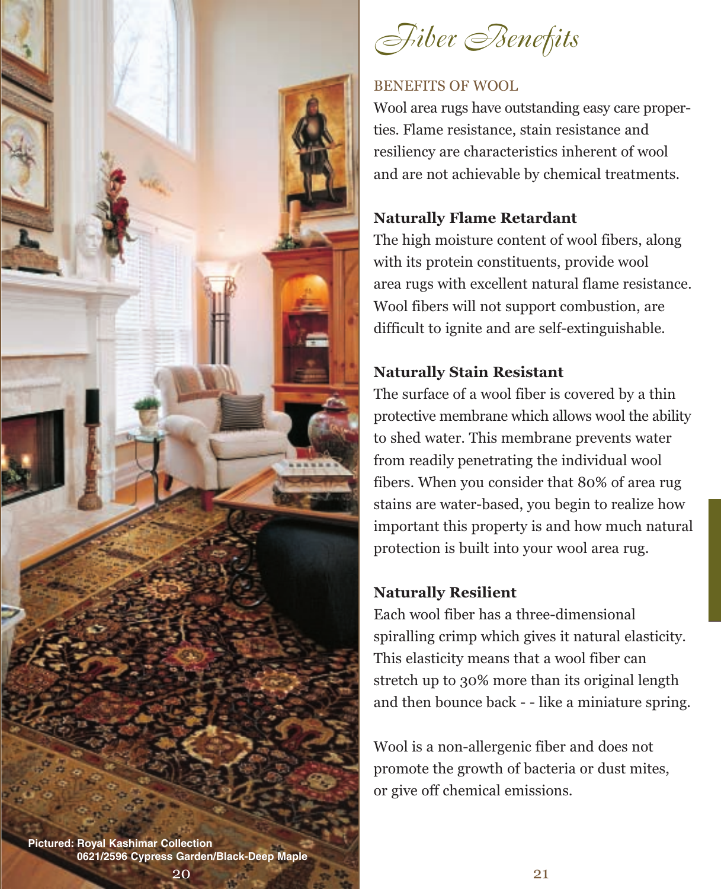Pictured: Royal Kashimar Collection
0621/2596 Cypress Garden/Black-Deep Maple

# Fiber Benefits

## BENEFITS OF WOOL

Wool area rugs have outstanding easy care properties. Flame resistance, stain resistance and resiliency are characteristics inherent of wool and are not achievable by chemical treatments.

**Naturally Flame Retardant**

The high moisture content of wool fibers, along with its protein constituents, provide wool area rugs with excellent natural flame resistance. Wool fibers will not support combustion, are difficult to ignite and are self-extinguishable.

**Naturally Stain Resistant**

The surface of a wool fiber is covered by a thin protective membrane which allows wool the ability to shed water. This membrane prevents water from readily penetrating the individual wool fibers. When you consider that 80% of area rug stains are water-based, you begin to realize how important this property is and how much natural protection is built into your wool area rug.

**Naturally Resilient**

Each wool fiber has a three-dimensional spiralling crimp which gives it natural elasticity. This elasticity means that a wool fiber can stretch up to 30% more than its original length and then bounce back - - like a miniature spring.

Wool is a non-allergenic fiber and does not promote the growth of bacteria or dust mites, or give off chemical emissions.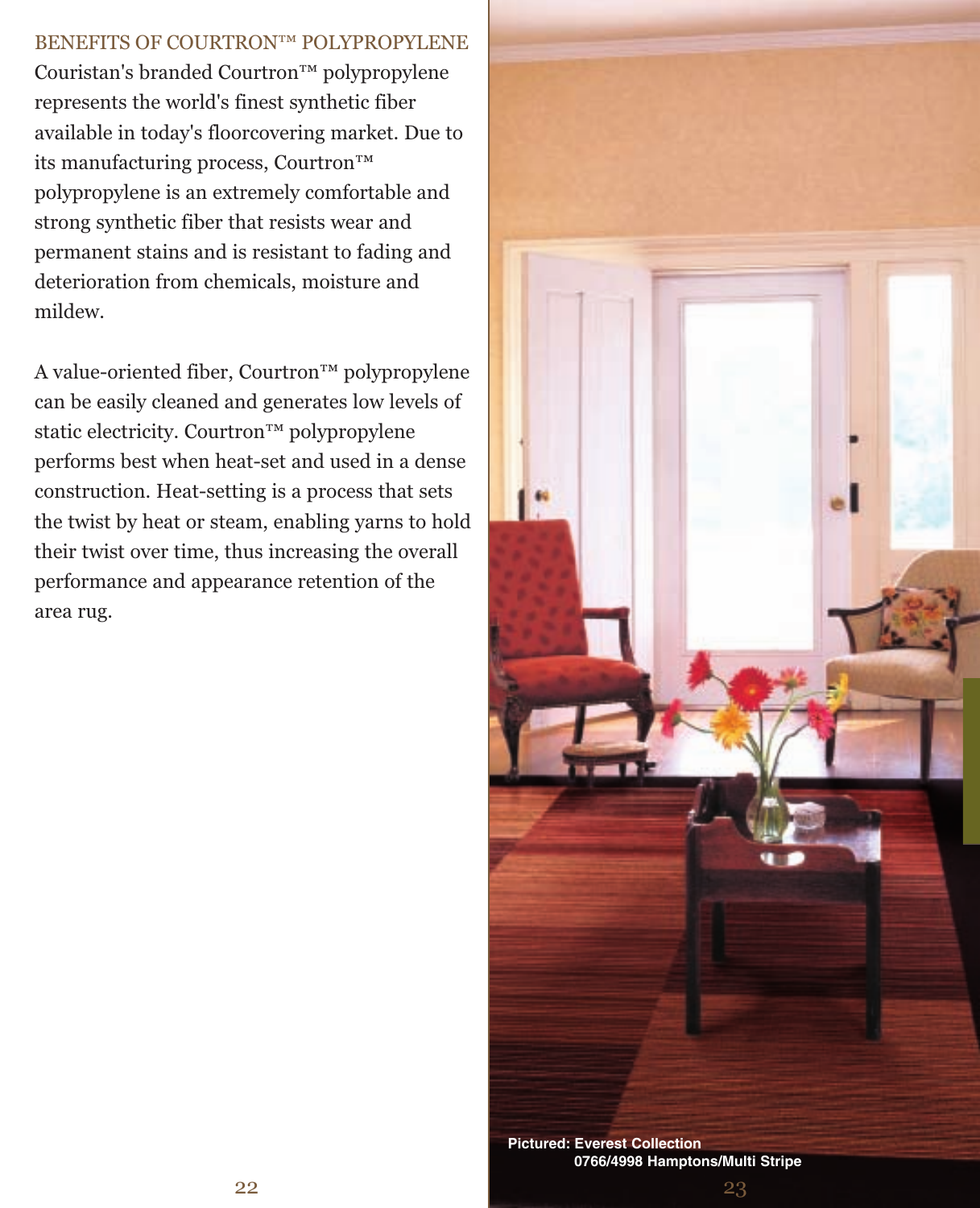## BENEFITS OF COURTRON™ POLYPROPYLENE

Couristan's branded Courtron™ polypropylene represents the world's finest synthetic fiber available in today's floorcovering market. Due to its manufacturing process, Courtron™ polypropylene is an extremely comfortable and strong synthetic fiber that resists wear and permanent stains and is resistant to fading and deterioration from chemicals, moisture and mildew.

A value-oriented fiber, Courtron™ polypropylene can be easily cleaned and generates low levels of static electricity. Courtron™ polypropylene performs best when heat-set and used in a dense construction. Heat-setting is a process that sets the twist by heat or steam, enabling yarns to hold their twist over time, thus increasing the overall performance and appearance retention of the area rug.

**Pictured: Everest Collection**
**0766/4998 Hamptons/Multi Stripe**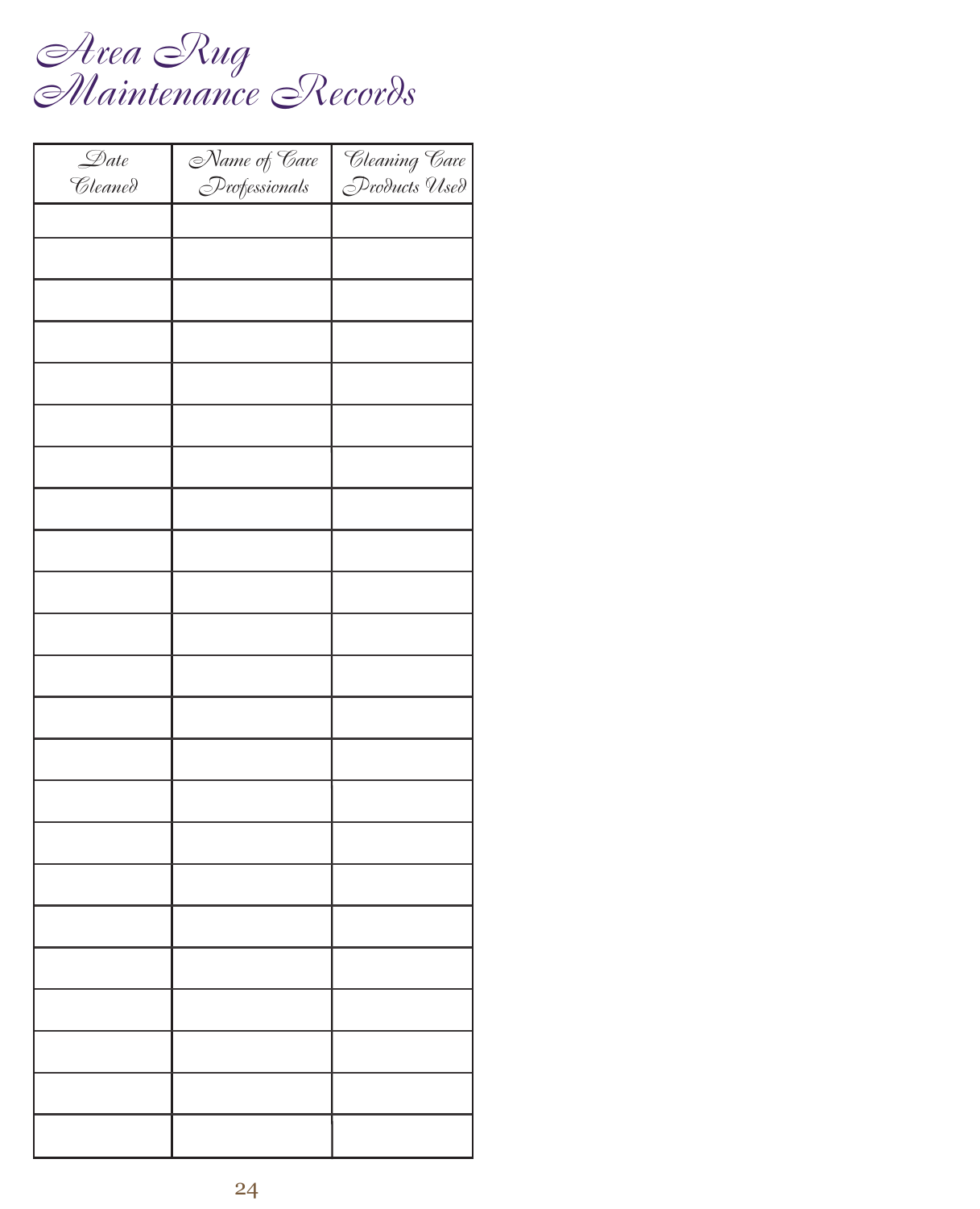# Area Rug Maintenance Records

| Date Cleaned | Name of Care Professionals | Cleaning Care Products Used |
|---|---|---|
| | | |
| | | |
| | | |
| | | |
| | | |
| | | |
| | | |
| | | |
| | | |
| | | |
| | | |
| | | |
| | | |
| | | |
| | | |
| | | |
| | | |
| | | |
| | | |
| | | |
| | | |
| | | |
| | | |